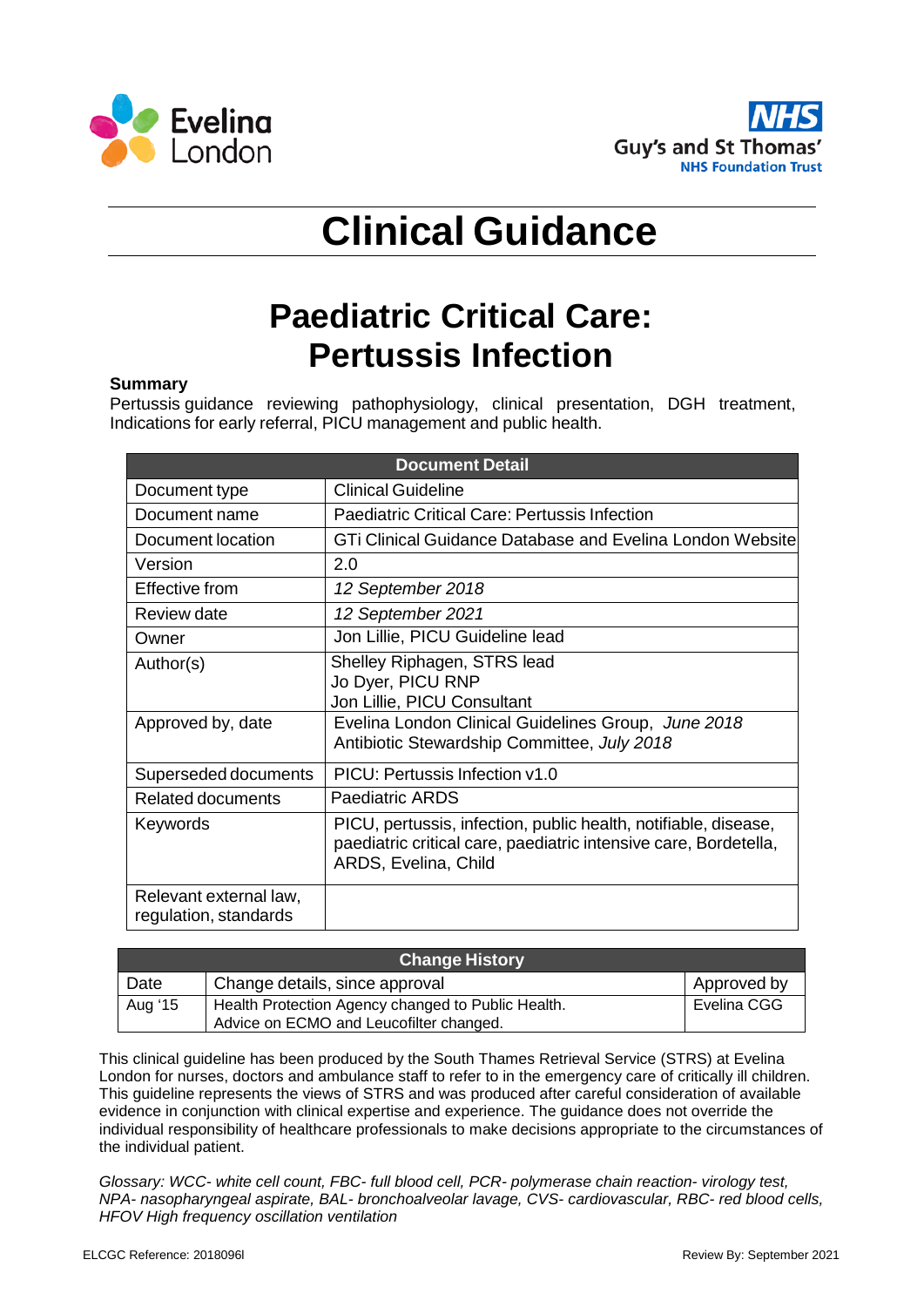Eveline London

NHS Guy's and St Thomas' NHS Foundation Trust

# Clinical Guidance

# Paediatric Critical Care: Pertussis Infection

**Summary**

Pertussis guidance reviewing pathophysiology, clinical presentation, DGH treatment, Indications for early referral, PICU management and public health.

| Document Detail | |
|---|---|
| Document type | Clinical Guideline |
| Document name | Paediatric Critical Care: Pertussis Infection |
| Document location | GTi Clinical Guidance Database and Evelina London Website |
| Version | 2.0 |
| Effective from | *12 September 2018* |
| Review date | *12 September 2021* |
| Owner | Jon Lillie, PICU Guideline lead |
| Author(s) | Shelley Riphagen, STRS lead<br>Jo Dyer, PICU RNP<br>Jon Lillie, PICU Consultant |
| Approved by, date | Evelina London Clinical Guidelines Group, *June 2018*<br>Antibiotic Stewardship Committee, *July 2018* |
| Superseded documents | PICU: Pertussis Infection v1.0 |
| Related documents | Paediatric ARDS |
| Keywords | PICU, pertussis, infection, public health, notifiable, disease, paediatric critical care, paediatric intensive care, Bordetella, ARDS, Evelina, Child |
| Relevant external law, regulation, standards | |

| Change History | | |
|---|---|---|
| Date | Change details, since approval | Approved by |
| Aug '15 | Health Protection Agency changed to Public Health.<br>Advice on ECMO and Leucofilter changed. | Evelina CGG |

This clinical guideline has been produced by the South Thames Retrieval Service (STRS) at Evelina London for nurses, doctors and ambulance staff to refer to in the emergency care of critically ill children. This guideline represents the views of STRS and was produced after careful consideration of available evidence in conjunction with clinical expertise and experience. The guidance does not override the individual responsibility of healthcare professionals to make decisions appropriate to the circumstances of the individual patient.

*Glossary: WCC- white cell count, FBC- full blood cell, PCR- polymerase chain reaction- virology test, NPA- nasopharyngeal aspirate, BAL- bronchoalveolar lavage, CVS- cardiovascular, RBC- red blood cells, HFOV High frequency oscillation ventilation*

ELCGC Reference: 2018096l

Review By: September 2021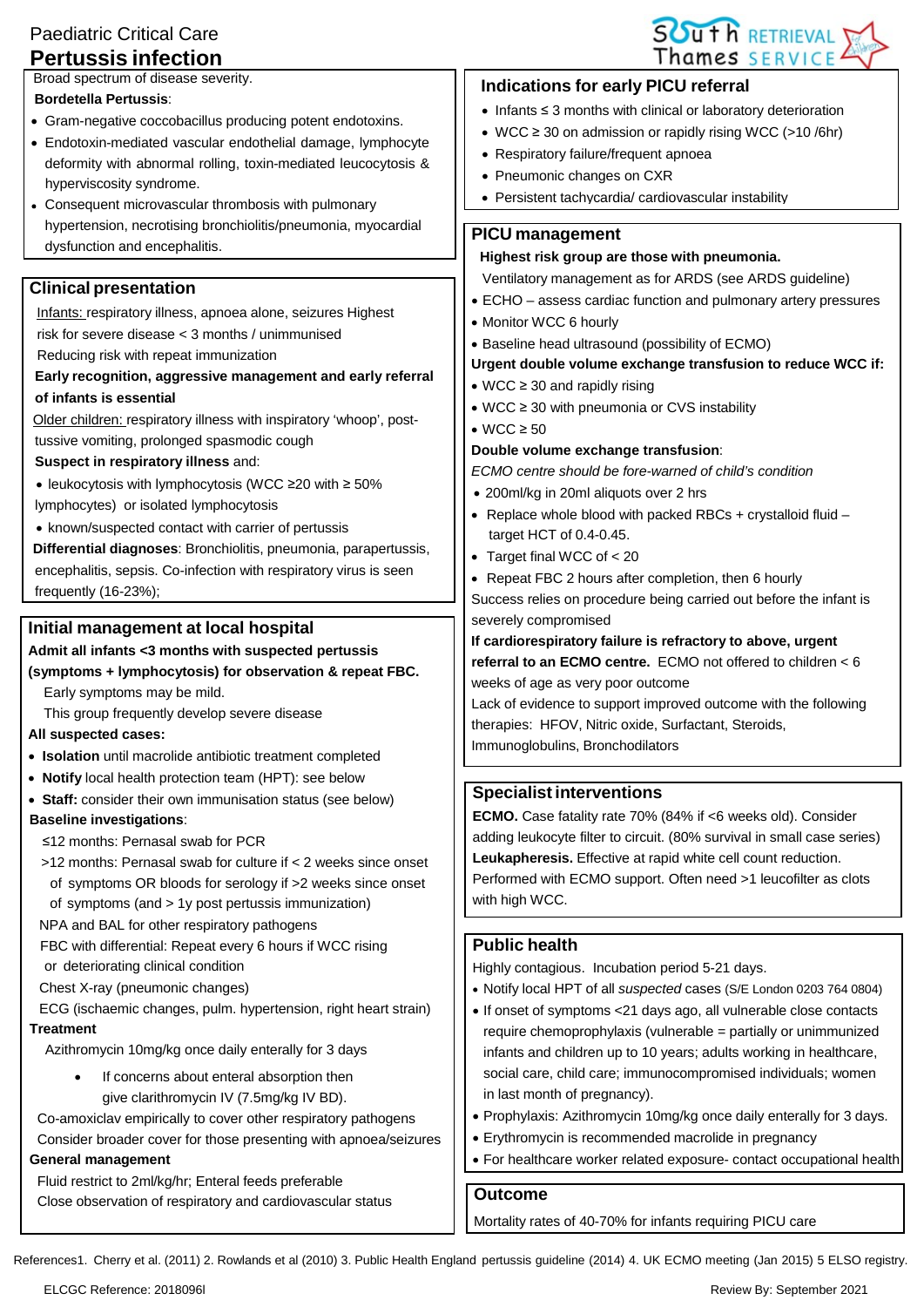Paediatric Critical Care

# Pertussis infection

South Thames Retrieval Service

Broad spectrum of disease severity.

**Bordetella Pertussis**:

- Gram-negative coccobacillus producing potent endotoxins.
- Endotoxin-mediated vascular endothelial damage, lymphocyte deformity with abnormal rolling, toxin-mediated leucocytosis & hyperviscosity syndrome.
- Consequent microvascular thrombosis with pulmonary hypertension, necrotising bronchiolitis/pneumonia, myocardial dysfunction and encephalitis.

## Clinical presentation

Infants: respiratory illness, apnoea alone, seizures Highest risk for severe disease < 3 months / unimmunised

Reducing risk with repeat immunization

**Early recognition, aggressive management and early referral of infants is essential**

Older children: respiratory illness with inspiratory 'whoop', post-tussive vomiting, prolonged spasmodic cough

**Suspect in respiratory illness** and:

- leukocytosis with lymphocytosis (WCC ≥20 with ≥ 50% lymphocytes) or isolated lymphocytosis
- known/suspected contact with carrier of pertussis

**Differential diagnoses**: Bronchiolitis, pneumonia, parapertussis, encephalitis, sepsis. Co-infection with respiratory virus is seen frequently (16-23%);

## Initial management at local hospital

**Admit all infants <3 months with suspected pertussis (symptoms + lymphocytosis) for observation & repeat FBC.**

Early symptoms may be mild.

This group frequently develop severe disease

**All suspected cases:**

- **Isolation** until macrolide antibiotic treatment completed
- **Notify** local health protection team (HPT): see below
- **Staff:** consider their own immunisation status (see below)

**Baseline investigations**:

≤12 months: Pernasal swab for PCR

>12 months: Pernasal swab for culture if < 2 weeks since onset of symptoms OR bloods for serology if >2 weeks since onset of symptoms (and > 1y post pertussis immunization)

NPA and BAL for other respiratory pathogens

FBC with differential: Repeat every 6 hours if WCC rising or deteriorating clinical condition

Chest X-ray (pneumonic changes)

ECG (ischaemic changes, pulm. hypertension, right heart strain)

**Treatment**

Azithromycin 10mg/kg once daily enterally for 3 days

- If concerns about enteral absorption then give clarithromycin IV (7.5mg/kg IV BD).

Co-amoxiclav empirically to cover other respiratory pathogens

Consider broader cover for those presenting with apnoea/seizures

**General management**

Fluid restrict to 2ml/kg/hr; Enteral feeds preferable

Close observation of respiratory and cardiovascular status

## Indications for early PICU referral

- Infants ≤ 3 months with clinical or laboratory deterioration
- WCC ≥ 30 on admission or rapidly rising WCC (>10 /6hr)
- Respiratory failure/frequent apnoea
- Pneumonic changes on CXR
- Persistent tachycardia/ cardiovascular instability

## PICU management

**Highest risk group are those with pneumonia.**

Ventilatory management as for ARDS (see ARDS guideline)

- ECHO – assess cardiac function and pulmonary artery pressures
- Monitor WCC 6 hourly
- Baseline head ultrasound (possibility of ECMO)

**Urgent double volume exchange transfusion to reduce WCC if:**

- WCC ≥ 30 and rapidly rising
- WCC ≥ 30 with pneumonia or CVS instability
- WCC ≥ 50

**Double volume exchange transfusion**:

*ECMO centre should be fore-warned of child's condition*

- 200ml/kg in 20ml aliquots over 2 hrs
- Replace whole blood with packed RBCs + crystalloid fluid – target HCT of 0.4-0.45.
- Target final WCC of < 20
- Repeat FBC 2 hours after completion, then 6 hourly

Success relies on procedure being carried out before the infant is severely compromised

**If cardiorespiratory failure is refractory to above, urgent referral to an ECMO centre.** ECMO not offered to children < 6 weeks of age as very poor outcome

Lack of evidence to support improved outcome with the following therapies: HFOV, Nitric oxide, Surfactant, Steroids, Immunoglobulins, Bronchodilators

## Specialist interventions

**ECMO.** Case fatality rate 70% (84% if <6 weeks old). Consider adding leukocyte filter to circuit. (80% survival in small case series)

**Leukapheresis.** Effective at rapid white cell count reduction. Performed with ECMO support. Often need >1 leucofilter as clots with high WCC.

## Public health

Highly contagious. Incubation period 5-21 days.

- Notify local HPT of all *suspected* cases (S/E London 0203 764 0804)
- If onset of symptoms <21 days ago, all vulnerable close contacts require chemoprophylaxis (vulnerable = partially or unimmunized infants and children up to 10 years; adults working in healthcare, social care, child care; immunocompromised individuals; women in last month of pregnancy).
- Prophylaxis: Azithromycin 10mg/kg once daily enterally for 3 days.
- Erythromycin is recommended macrolide in pregnancy
- For healthcare worker related exposure- contact occupational health

## Outcome

Mortality rates of 40-70% for infants requiring PICU care

References1. Cherry et al. (2011) 2. Rowlands et al (2010) 3. Public Health England pertussis guideline (2014) 4. UK ECMO meeting (Jan 2015) 5 ELSO registry.

ELCGC Reference: 2018096l

Review By: September 2021